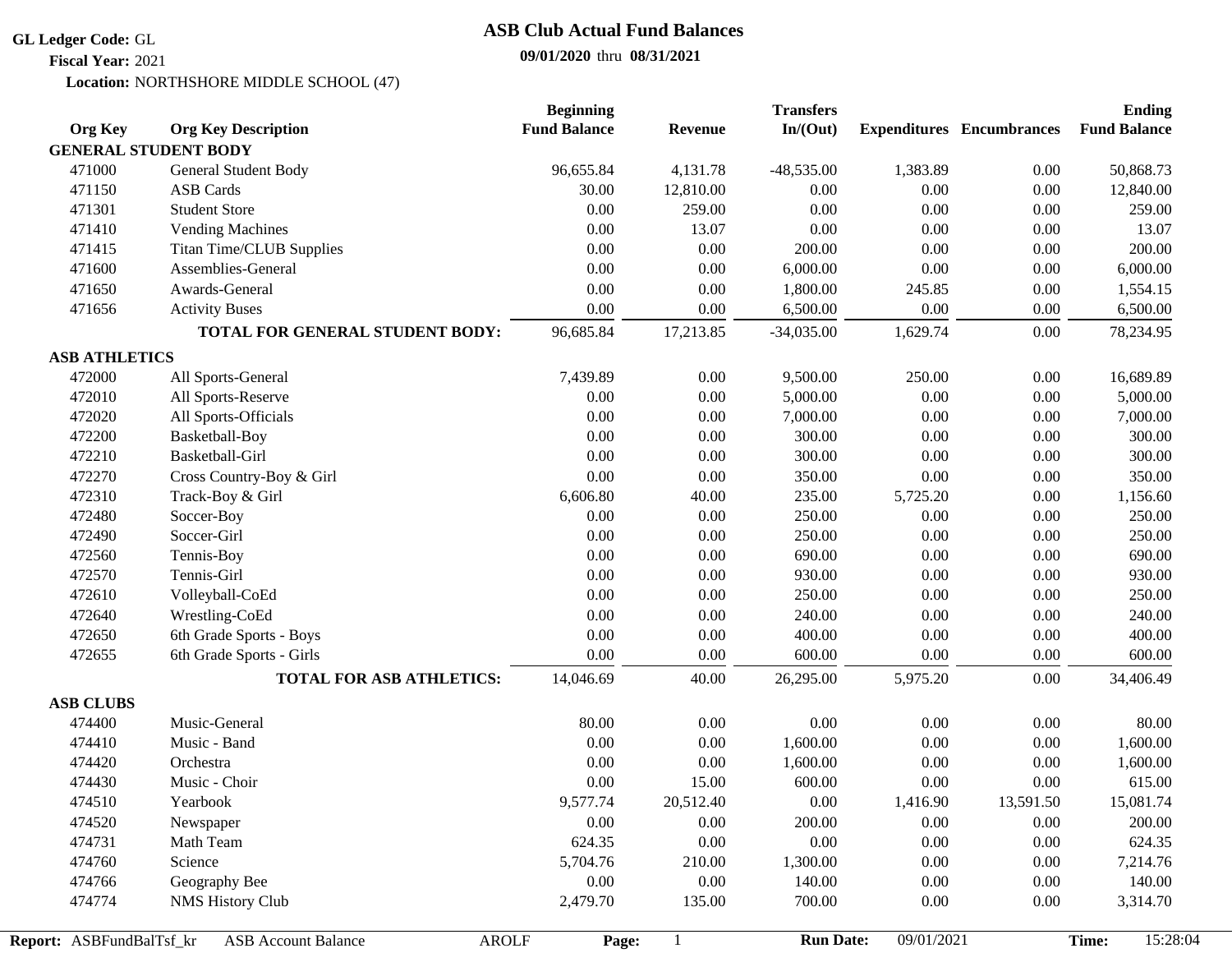**GL Ledger Code:** GL

**Fiscal Year:** 2021

**Location:** NORTHSHORE MIDDLE SCHOOL (47)

# ASB Club Actual Fund Balances

**09/01/2020** thru **08/31/2021**

| Org Key | Org Key Description | Beginning Fund Balance | Revenue | Transfers In/(Out) | Expenditures | Encumbrances | Ending Fund Balance |
|---|---|---|---|---|---|---|---|
| **GENERAL STUDENT BODY** | | | | | | | |
| 471000 | General Student Body | 96,655.84 | 4,131.78 | -48,535.00 | 1,383.89 | 0.00 | 50,868.73 |
| 471150 | ASB Cards | 30.00 | 12,810.00 | 0.00 | 0.00 | 0.00 | 12,840.00 |
| 471301 | Student Store | 0.00 | 259.00 | 0.00 | 0.00 | 0.00 | 259.00 |
| 471410 | Vending Machines | 0.00 | 13.07 | 0.00 | 0.00 | 0.00 | 13.07 |
| 471415 | Titan Time/CLUB Supplies | 0.00 | 0.00 | 200.00 | 0.00 | 0.00 | 200.00 |
| 471600 | Assemblies-General | 0.00 | 0.00 | 6,000.00 | 0.00 | 0.00 | 6,000.00 |
| 471650 | Awards-General | 0.00 | 0.00 | 1,800.00 | 245.85 | 0.00 | 1,554.15 |
| 471656 | Activity Buses | 0.00 | 0.00 | 6,500.00 | 0.00 | 0.00 | 6,500.00 |
| | **TOTAL FOR GENERAL STUDENT BODY:** | 96,685.84 | 17,213.85 | -34,035.00 | 1,629.74 | 0.00 | 78,234.95 |
| **ASB ATHLETICS** | | | | | | | |
| 472000 | All Sports-General | 7,439.89 | 0.00 | 9,500.00 | 250.00 | 0.00 | 16,689.89 |
| 472010 | All Sports-Reserve | 0.00 | 0.00 | 5,000.00 | 0.00 | 0.00 | 5,000.00 |
| 472020 | All Sports-Officials | 0.00 | 0.00 | 7,000.00 | 0.00 | 0.00 | 7,000.00 |
| 472200 | Basketball-Boy | 0.00 | 0.00 | 300.00 | 0.00 | 0.00 | 300.00 |
| 472210 | Basketball-Girl | 0.00 | 0.00 | 300.00 | 0.00 | 0.00 | 300.00 |
| 472270 | Cross Country-Boy & Girl | 0.00 | 0.00 | 350.00 | 0.00 | 0.00 | 350.00 |
| 472310 | Track-Boy & Girl | 6,606.80 | 40.00 | 235.00 | 5,725.20 | 0.00 | 1,156.60 |
| 472480 | Soccer-Boy | 0.00 | 0.00 | 250.00 | 0.00 | 0.00 | 250.00 |
| 472490 | Soccer-Girl | 0.00 | 0.00 | 250.00 | 0.00 | 0.00 | 250.00 |
| 472560 | Tennis-Boy | 0.00 | 0.00 | 690.00 | 0.00 | 0.00 | 690.00 |
| 472570 | Tennis-Girl | 0.00 | 0.00 | 930.00 | 0.00 | 0.00 | 930.00 |
| 472610 | Volleyball-CoEd | 0.00 | 0.00 | 250.00 | 0.00 | 0.00 | 250.00 |
| 472640 | Wrestling-CoEd | 0.00 | 0.00 | 240.00 | 0.00 | 0.00 | 240.00 |
| 472650 | 6th Grade Sports - Boys | 0.00 | 0.00 | 400.00 | 0.00 | 0.00 | 400.00 |
| 472655 | 6th Grade Sports - Girls | 0.00 | 0.00 | 600.00 | 0.00 | 0.00 | 600.00 |
| | **TOTAL FOR ASB ATHLETICS:** | 14,046.69 | 40.00 | 26,295.00 | 5,975.20 | 0.00 | 34,406.49 |
| **ASB CLUBS** | | | | | | | |
| 474400 | Music-General | 80.00 | 0.00 | 0.00 | 0.00 | 0.00 | 80.00 |
| 474410 | Music - Band | 0.00 | 0.00 | 1,600.00 | 0.00 | 0.00 | 1,600.00 |
| 474420 | Orchestra | 0.00 | 0.00 | 1,600.00 | 0.00 | 0.00 | 1,600.00 |
| 474430 | Music - Choir | 0.00 | 15.00 | 600.00 | 0.00 | 0.00 | 615.00 |
| 474510 | Yearbook | 9,577.74 | 20,512.40 | 0.00 | 1,416.90 | 13,591.50 | 15,081.74 |
| 474520 | Newspaper | 0.00 | 0.00 | 200.00 | 0.00 | 0.00 | 200.00 |
| 474731 | Math Team | 624.35 | 0.00 | 0.00 | 0.00 | 0.00 | 624.35 |
| 474760 | Science | 5,704.76 | 210.00 | 1,300.00 | 0.00 | 0.00 | 7,214.76 |
| 474766 | Geography Bee | 0.00 | 0.00 | 140.00 | 0.00 | 0.00 | 140.00 |
| 474774 | NMS History Club | 2,479.70 | 135.00 | 700.00 | 0.00 | 0.00 | 3,314.70 |

**Report:** ASBFundBalTsf_kr ASB Account Balance AROLF **Run Date:** 09/01/2021 **Time:** 15:28:04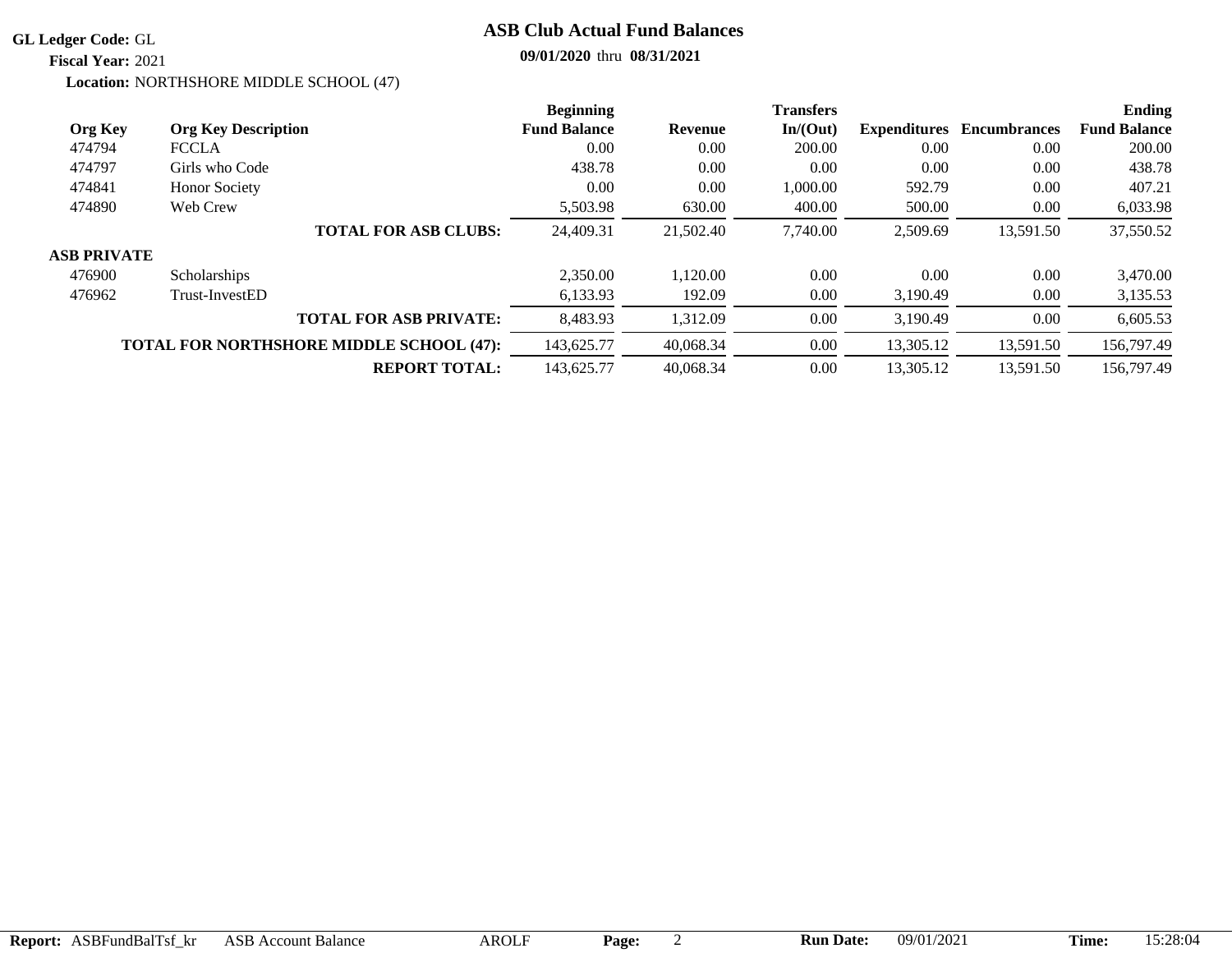GL Ledger Code: GL
Fiscal Year: 2021
Location: NORTHSHORE MIDDLE SCHOOL (47)

# ASB Club Actual Fund Balances

**09/01/2020** thru **08/31/2021**

| Org Key | Org Key Description | Beginning Fund Balance | Revenue | Transfers In/(Out) | Expenditures | Encumbrances | Ending Fund Balance |
|---|---|---|---|---|---|---|---|
| 474794 | FCCLA | 0.00 | 0.00 | 200.00 | 0.00 | 0.00 | 200.00 |
| 474797 | Girls who Code | 438.78 | 0.00 | 0.00 | 0.00 | 0.00 | 438.78 |
| 474841 | Honor Society | 0.00 | 0.00 | 1,000.00 | 592.79 | 0.00 | 407.21 |
| 474890 | Web Crew | 5,503.98 | 630.00 | 400.00 | 500.00 | 0.00 | 6,033.98 |
| | **TOTAL FOR ASB CLUBS:** | 24,409.31 | 21,502.40 | 7,740.00 | 2,509.69 | 13,591.50 | 37,550.52 |
| **ASB PRIVATE** | | | | | | | |
| 476900 | Scholarships | 2,350.00 | 1,120.00 | 0.00 | 0.00 | 0.00 | 3,470.00 |
| 476962 | Trust-InvestED | 6,133.93 | 192.09 | 0.00 | 3,190.49 | 0.00 | 3,135.53 |
| | **TOTAL FOR ASB PRIVATE:** | 8,483.93 | 1,312.09 | 0.00 | 3,190.49 | 0.00 | 6,605.53 |
| | **TOTAL FOR NORTHSHORE MIDDLE SCHOOL (47):** | 143,625.77 | 40,068.34 | 0.00 | 13,305.12 | 13,591.50 | 156,797.49 |
| | **REPORT TOTAL:** | 143,625.77 | 40,068.34 | 0.00 | 13,305.12 | 13,591.50 | 156,797.49 |

**Report:** ASBFundBalTsf_kr ASB Account Balance AROLF **Run Date:** 09/01/2021 **Time:** 15:28:04